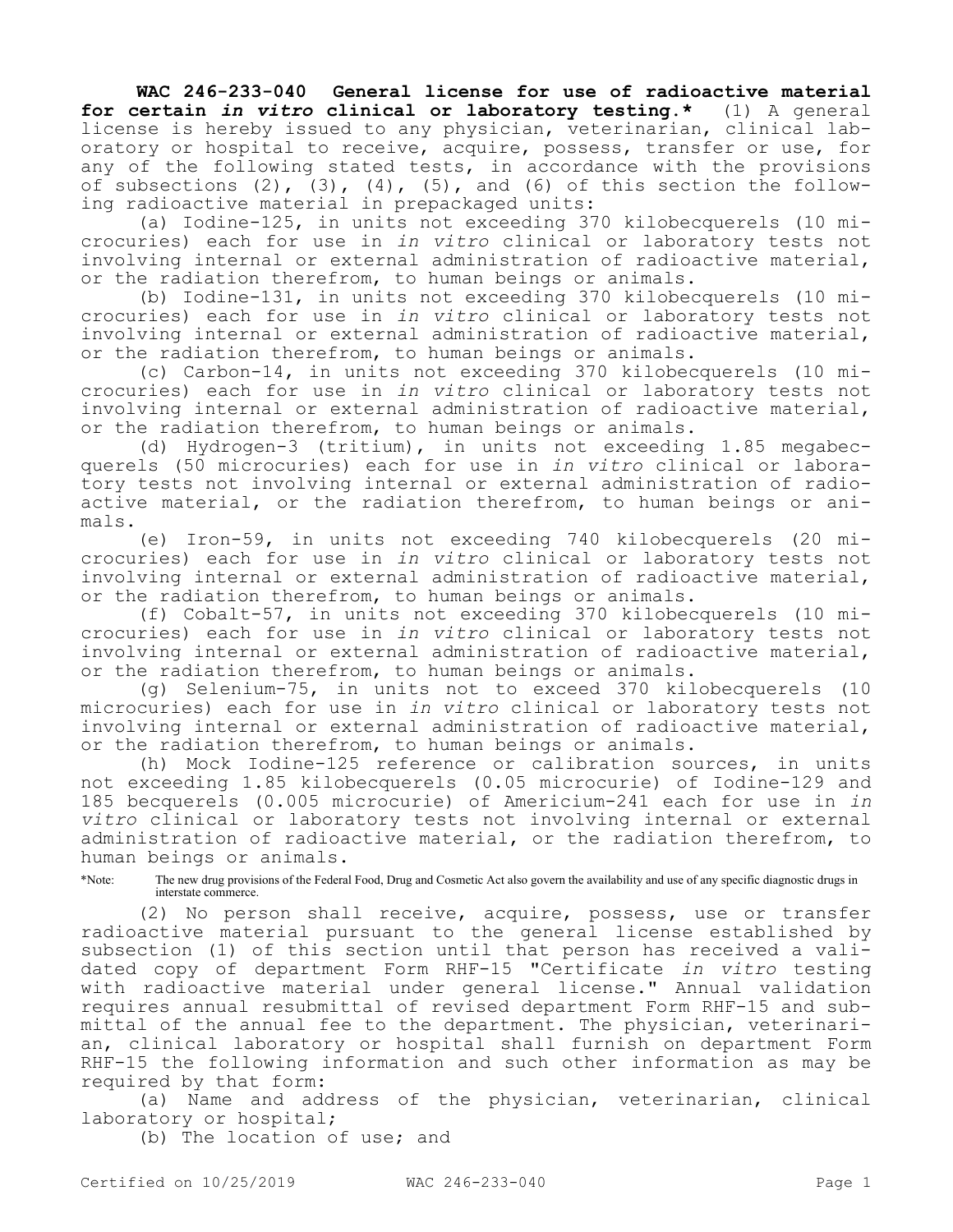**WAC 246-233-040 General license for use of radioactive material for certain *in vitro* clinical or laboratory testing.*** (1) A general license is hereby issued to any physician, veterinarian, clinical laboratory or hospital to receive, acquire, possess, transfer or use, for any of the following stated tests, in accordance with the provisions of subsections (2), (3), (4), (5), and (6) of this section the following radioactive material in prepackaged units:

(a) Iodine-125, in units not exceeding 370 kilobecquerels (10 microcuries) each for use in *in vitro* clinical or laboratory tests not involving internal or external administration of radioactive material, or the radiation therefrom, to human beings or animals.

(b) Iodine-131, in units not exceeding 370 kilobecquerels (10 microcuries) each for use in *in vitro* clinical or laboratory tests not involving internal or external administration of radioactive material, or the radiation therefrom, to human beings or animals.

(c) Carbon-14, in units not exceeding 370 kilobecquerels (10 microcuries) each for use in *in vitro* clinical or laboratory tests not involving internal or external administration of radioactive material, or the radiation therefrom, to human beings or animals.

(d) Hydrogen-3 (tritium), in units not exceeding 1.85 megabecquerels (50 microcuries) each for use in *in vitro* clinical or laboratory tests not involving internal or external administration of radioactive material, or the radiation therefrom, to human beings or animals.

(e) Iron-59, in units not exceeding 740 kilobecquerels (20 microcuries) each for use in *in vitro* clinical or laboratory tests not involving internal or external administration of radioactive material, or the radiation therefrom, to human beings or animals.

(f) Cobalt-57, in units not exceeding 370 kilobecquerels (10 microcuries) each for use in *in vitro* clinical or laboratory tests not involving internal or external administration of radioactive material, or the radiation therefrom, to human beings or animals.

(g) Selenium-75, in units not to exceed 370 kilobecquerels (10 microcuries) each for use in *in vitro* clinical or laboratory tests not involving internal or external administration of radioactive material, or the radiation therefrom, to human beings or animals.

(h) Mock Iodine-125 reference or calibration sources, in units not exceeding 1.85 kilobecquerels (0.05 microcurie) of Iodine-129 and 185 becquerels (0.005 microcurie) of Americium-241 each for use in *in vitro* clinical or laboratory tests not involving internal or external administration of radioactive material, or the radiation therefrom, to human beings or animals.

*Note: The new drug provisions of the Federal Food, Drug and Cosmetic Act also govern the availability and use of any specific diagnostic drugs in interstate commerce.

(2) No person shall receive, acquire, possess, use or transfer radioactive material pursuant to the general license established by subsection (1) of this section until that person has received a validated copy of department Form RHF-15 "Certificate *in vitro* testing with radioactive material under general license." Annual validation requires annual resubmittal of revised department Form RHF-15 and submittal of the annual fee to the department. The physician, veterinarian, clinical laboratory or hospital shall furnish on department Form RHF-15 the following information and such other information as may be required by that form:

(a) Name and address of the physician, veterinarian, clinical laboratory or hospital;

(b) The location of use; and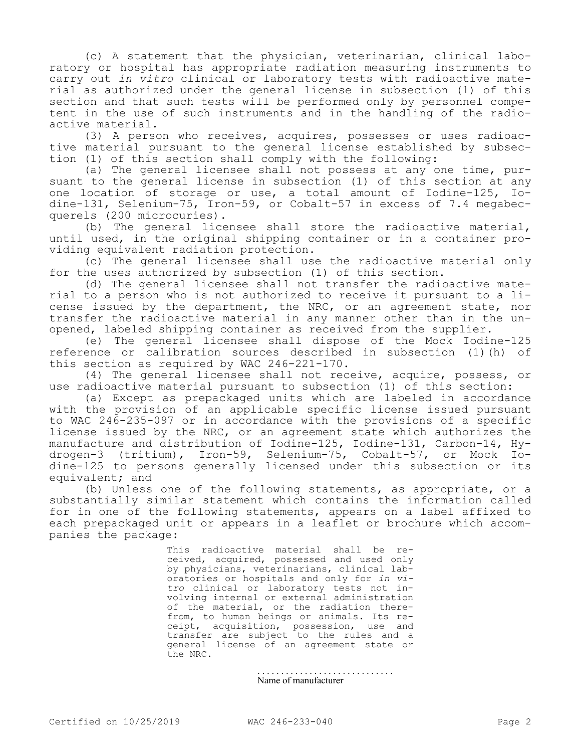(c) A statement that the physician, veterinarian, clinical laboratory or hospital has appropriate radiation measuring instruments to carry out *in vitro* clinical or laboratory tests with radioactive material as authorized under the general license in subsection (1) of this section and that such tests will be performed only by personnel competent in the use of such instruments and in the handling of the radioactive material.

(3) A person who receives, acquires, possesses or uses radioactive material pursuant to the general license established by subsection (1) of this section shall comply with the following:

(a) The general licensee shall not possess at any one time, pursuant to the general license in subsection (1) of this section at any one location of storage or use, a total amount of Iodine-125, Iodine-131, Selenium-75, Iron-59, or Cobalt-57 in excess of 7.4 megabecquerels (200 microcuries).

(b) The general licensee shall store the radioactive material, until used, in the original shipping container or in a container providing equivalent radiation protection.

(c) The general licensee shall use the radioactive material only for the uses authorized by subsection (1) of this section.

(d) The general licensee shall not transfer the radioactive material to a person who is not authorized to receive it pursuant to a license issued by the department, the NRC, or an agreement state, nor transfer the radioactive material in any manner other than in the unopened, labeled shipping container as received from the supplier.

(e) The general licensee shall dispose of the Mock Iodine-125 reference or calibration sources described in subsection (1)(h) of this section as required by WAC 246-221-170.

(4) The general licensee shall not receive, acquire, possess, or use radioactive material pursuant to subsection (1) of this section:

(a) Except as prepackaged units which are labeled in accordance with the provision of an applicable specific license issued pursuant to WAC 246-235-097 or in accordance with the provisions of a specific license issued by the NRC, or an agreement state which authorizes the manufacture and distribution of Iodine-125, Iodine-131, Carbon-14, Hydrogen-3 (tritium), Iron-59, Selenium-75, Cobalt-57, or Mock Iodine-125 to persons generally licensed under this subsection or its equivalent; and

(b) Unless one of the following statements, as appropriate, or a substantially similar statement which contains the information called for in one of the following statements, appears on a label affixed to each prepackaged unit or appears in a leaflet or brochure which accompanies the package:

> This radioactive material shall be received, acquired, possessed and used only by physicians, veterinarians, clinical laboratories or hospitals and only for *in vitro* clinical or laboratory tests not involving internal or external administration of the material, or the radiation therefrom, to human beings or animals. Its receipt, acquisition, possession, use and transfer are subject to the rules and a general license of an agreement state or the NRC.
>
> ............................
> Name of manufacturer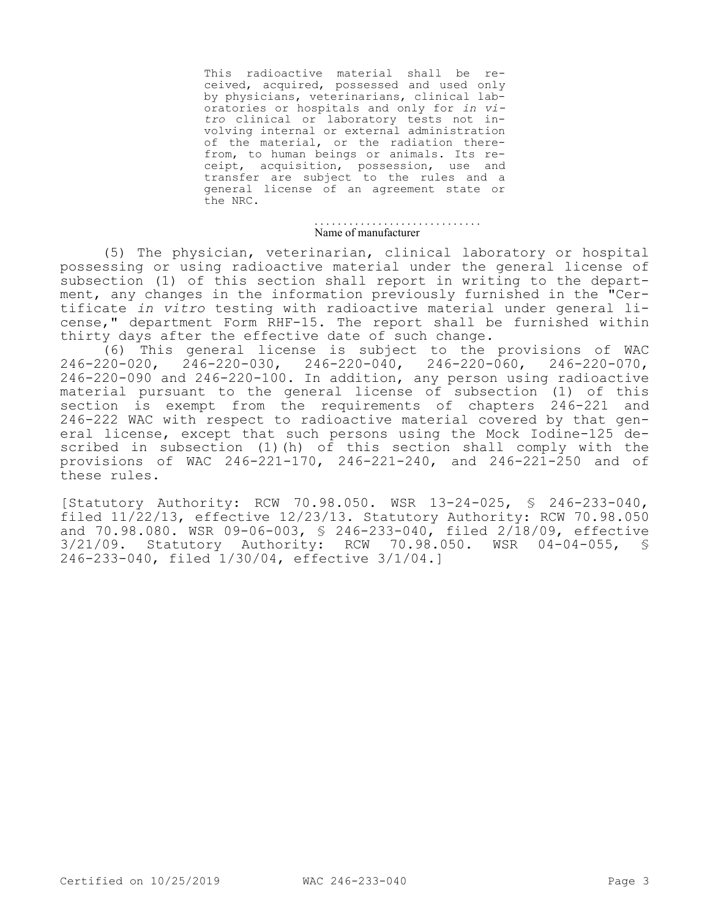> This radioactive material shall be received, acquired, possessed and used only by physicians, veterinarians, clinical laboratories or hospitals and only for *in vitro* clinical or laboratory tests not involving internal or external administration of the material, or the radiation therefrom, to human beings or animals. Its receipt, acquisition, possession, use and transfer are subject to the rules and a general license of an agreement state or the NRC.
>
> ............................
> Name of manufacturer

(5) The physician, veterinarian, clinical laboratory or hospital possessing or using radioactive material under the general license of subsection (1) of this section shall report in writing to the department, any changes in the information previously furnished in the "Certificate *in vitro* testing with radioactive material under general license," department Form RHF-15. The report shall be furnished within thirty days after the effective date of such change.

(6) This general license is subject to the provisions of WAC 246-220-020, 246-220-030, 246-220-040, 246-220-060, 246-220-070, 246-220-090 and 246-220-100. In addition, any person using radioactive material pursuant to the general license of subsection (1) of this section is exempt from the requirements of chapters 246-221 and 246-222 WAC with respect to radioactive material covered by that general license, except that such persons using the Mock Iodine-125 described in subsection (1)(h) of this section shall comply with the provisions of WAC 246-221-170, 246-221-240, and 246-221-250 and of these rules.

[Statutory Authority: RCW 70.98.050. WSR 13-24-025, § 246-233-040, filed 11/22/13, effective 12/23/13. Statutory Authority: RCW 70.98.050 and 70.98.080. WSR 09-06-003, § 246-233-040, filed 2/18/09, effective 3/21/09. Statutory Authority: RCW 70.98.050. WSR 04-04-055, § 246-233-040, filed 1/30/04, effective 3/1/04.]